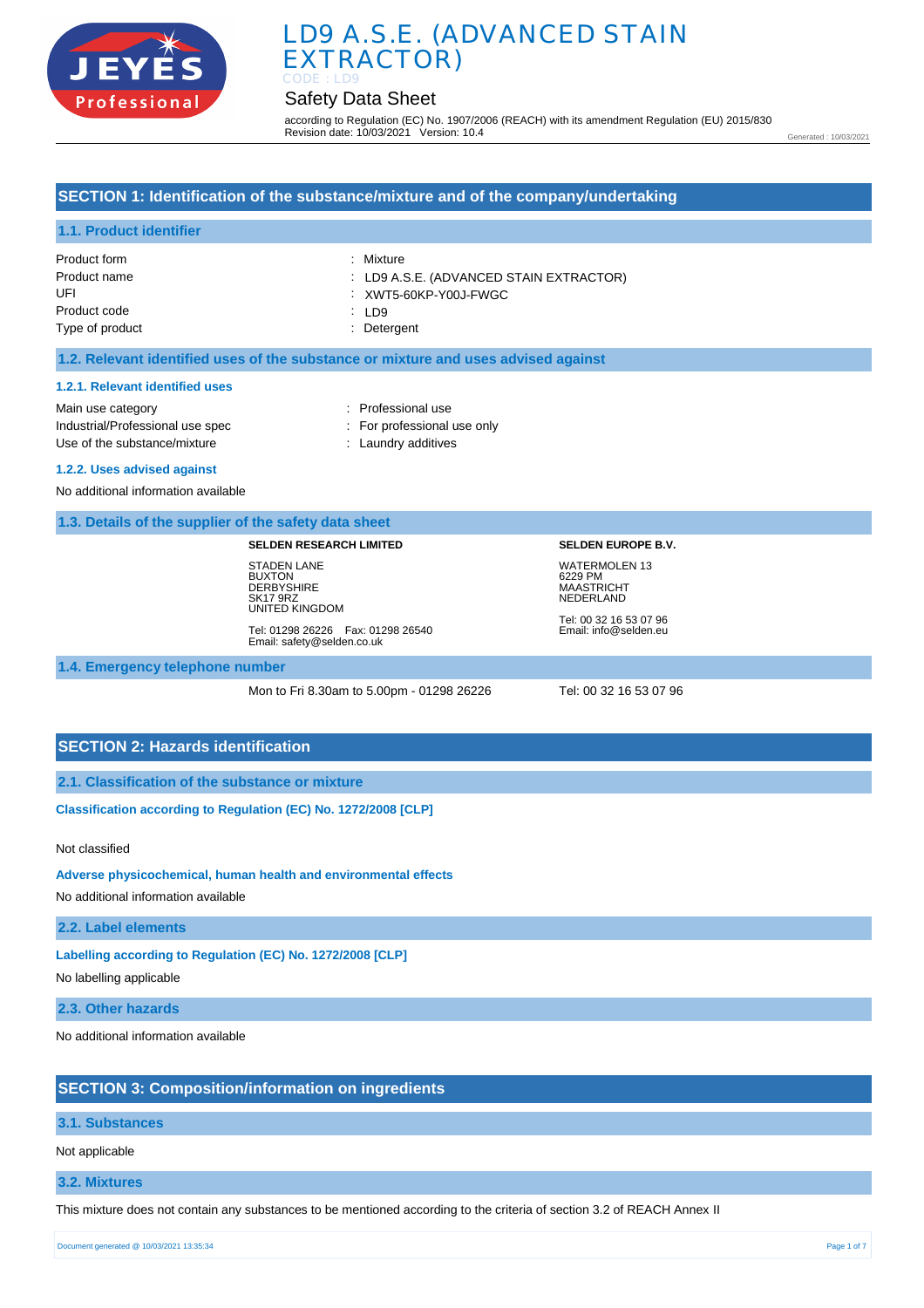# LD9 A.S.E. (ADVANCED STAIN EXTRACTOR)

CODE : LD9

## Safety Data Sheet

according to Regulation (EC) No. 1907/2006 (REACH) with its amendment Regulation (EU) 2015/830
Revision date: 10/03/2021 Version: 10.4

Generated : 10/03/2021

## SECTION 1: Identification of the substance/mixture and of the company/undertaking

### 1.1. Product identifier

| | |
|---|---|
| Product form | : Mixture |
| Product name | : LD9 A.S.E. (ADVANCED STAIN EXTRACTOR) |
| UFI | : XWT5-60KP-Y00J-FWGC |
| Product code | : LD9 |
| Type of product | : Detergent |

### 1.2. Relevant identified uses of the substance or mixture and uses advised against

#### 1.2.1. Relevant identified uses

| | |
|---|---|
| Main use category | : Professional use |
| Industrial/Professional use spec | : For professional use only |
| Use of the substance/mixture | : Laundry additives |

#### 1.2.2. Uses advised against

No additional information available

### 1.3. Details of the supplier of the safety data sheet

**SELDEN RESEARCH LIMITED**

STADEN LANE
BUXTON
DERBYSHIRE
SK17 9RZ
UNITED KINGDOM

Tel: 01298 26226 Fax: 01298 26540
Email: safety@selden.co.uk

**SELDEN EUROPE B.V.**

WATERMOLEN 13
6229 PM
MAASTRICHT
NEDERLAND

Tel: 00 32 16 53 07 96
Email: info@selden.eu

### 1.4. Emergency telephone number

Mon to Fri 8.30am to 5.00pm - 01298 26226

Tel: 00 32 16 53 07 96

## SECTION 2: Hazards identification

### 2.1. Classification of the substance or mixture

**Classification according to Regulation (EC) No. 1272/2008 [CLP]**

Not classified

**Adverse physicochemical, human health and environmental effects**

No additional information available

### 2.2. Label elements

**Labelling according to Regulation (EC) No. 1272/2008 [CLP]**

No labelling applicable

### 2.3. Other hazards

No additional information available

## SECTION 3: Composition/information on ingredients

### 3.1. Substances

Not applicable

### 3.2. Mixtures

This mixture does not contain any substances to be mentioned according to the criteria of section 3.2 of REACH Annex II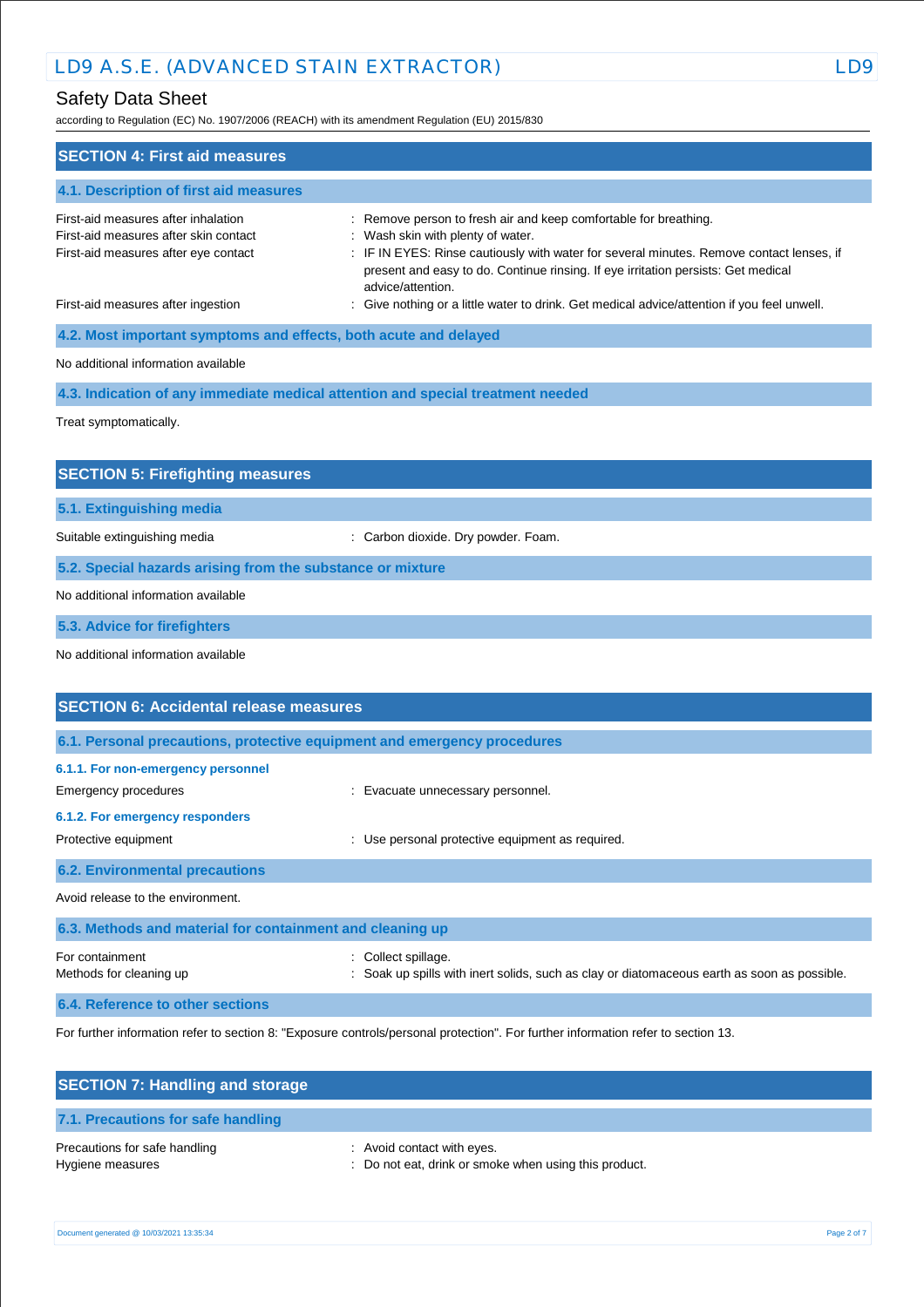## SECTION 4: First aid measures

### 4.1. Description of first aid measures

| | |
|---|---|
| First-aid measures after inhalation | : Remove person to fresh air and keep comfortable for breathing. |
| First-aid measures after skin contact | : Wash skin with plenty of water. |
| First-aid measures after eye contact | : IF IN EYES: Rinse cautiously with water for several minutes. Remove contact lenses, if present and easy to do. Continue rinsing. If eye irritation persists: Get medical advice/attention. |
| First-aid measures after ingestion | : Give nothing or a little water to drink. Get medical advice/attention if you feel unwell. |

### 4.2. Most important symptoms and effects, both acute and delayed

No additional information available

### 4.3. Indication of any immediate medical attention and special treatment needed

Treat symptomatically.

## SECTION 5: Firefighting measures

### 5.1. Extinguishing media

| | |
|---|---|
| Suitable extinguishing media | : Carbon dioxide. Dry powder. Foam. |

### 5.2. Special hazards arising from the substance or mixture

No additional information available

### 5.3. Advice for firefighters

No additional information available

## SECTION 6: Accidental release measures

### 6.1. Personal precautions, protective equipment and emergency procedures

#### 6.1.1. For non-emergency personnel

| | |
|---|---|
| Emergency procedures | : Evacuate unnecessary personnel. |

#### 6.1.2. For emergency responders

| | |
|---|---|
| Protective equipment | : Use personal protective equipment as required. |

### 6.2. Environmental precautions

Avoid release to the environment.

### 6.3. Methods and material for containment and cleaning up

| | |
|---|---|
| For containment | : Collect spillage. |
| Methods for cleaning up | : Soak up spills with inert solids, such as clay or diatomaceous earth as soon as possible. |

### 6.4. Reference to other sections

For further information refer to section 8: "Exposure controls/personal protection". For further information refer to section 13.

## SECTION 7: Handling and storage

### 7.1. Precautions for safe handling

| | |
|---|---|
| Precautions for safe handling | : Avoid contact with eyes. |
| Hygiene measures | : Do not eat, drink or smoke when using this product. |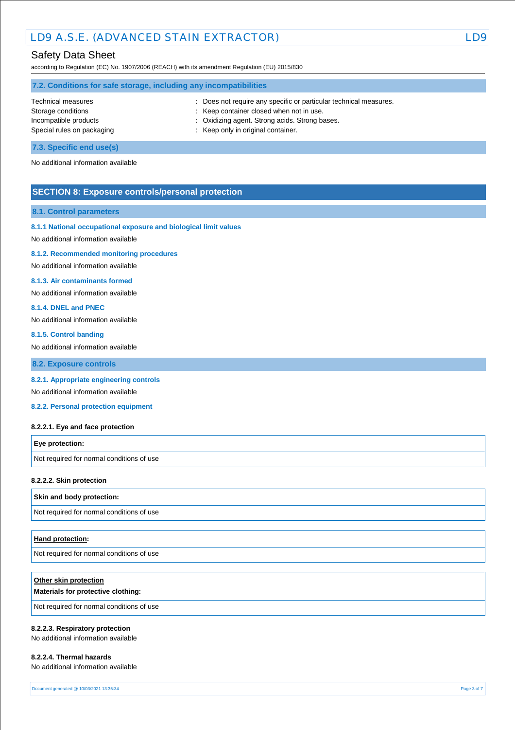### 7.2. Conditions for safe storage, including any incompatibilities

| | |
|---|---|
| Technical measures | : Does not require any specific or particular technical measures. |
| Storage conditions | : Keep container closed when not in use. |
| Incompatible products | : Oxidizing agent. Strong acids. Strong bases. |
| Special rules on packaging | : Keep only in original container. |

### 7.3. Specific end use(s)

No additional information available

## SECTION 8: Exposure controls/personal protection

### 8.1. Control parameters

#### 8.1.1 National occupational exposure and biological limit values

No additional information available

#### 8.1.2. Recommended monitoring procedures

No additional information available

#### 8.1.3. Air contaminants formed

No additional information available

#### 8.1.4. DNEL and PNEC

No additional information available

#### 8.1.5. Control banding

No additional information available

### 8.2. Exposure controls

#### 8.2.1. Appropriate engineering controls

No additional information available

#### 8.2.2. Personal protection equipment

**8.2.2.1. Eye and face protection**

| **Eye protection:** |
|---|
| Not required for normal conditions of use |

**8.2.2.2. Skin protection**

| **Skin and body protection:** |
|---|
| Not required for normal conditions of use |

| **Hand protection:** |
|---|
| Not required for normal conditions of use |

| **Other skin protection** **Materials for protective clothing:** |
|---|
| Not required for normal conditions of use |

**8.2.2.3. Respiratory protection**

No additional information available

**8.2.2.4. Thermal hazards**

No additional information available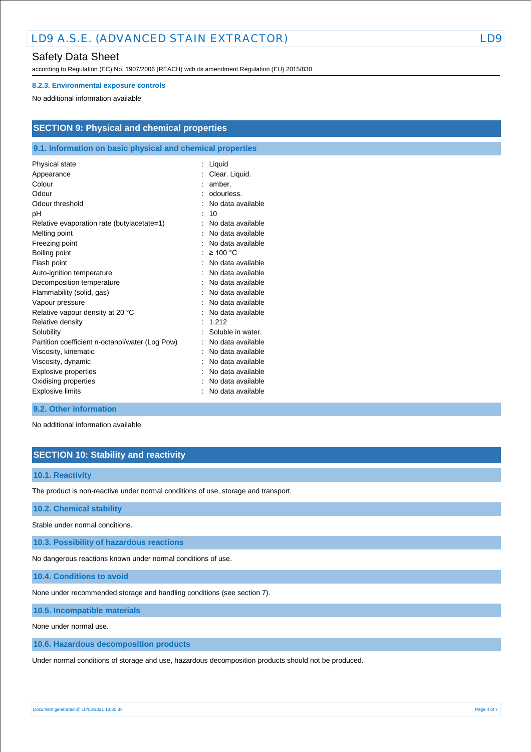#### 8.2.3. Environmental exposure controls

No additional information available

## SECTION 9: Physical and chemical properties

### 9.1. Information on basic physical and chemical properties

| | |
|---|---|
| Physical state | : Liquid |
| Appearance | : Clear. Liquid. |
| Colour | : amber. |
| Odour | : odourless. |
| Odour threshold | : No data available |
| pH | : 10 |
| Relative evaporation rate (butylacetate=1) | : No data available |
| Melting point | : No data available |
| Freezing point | : No data available |
| Boiling point | : ≥ 100 °C |
| Flash point | : No data available |
| Auto-ignition temperature | : No data available |
| Decomposition temperature | : No data available |
| Flammability (solid, gas) | : No data available |
| Vapour pressure | : No data available |
| Relative vapour density at 20 °C | : No data available |
| Relative density | : 1.212 |
| Solubility | : Soluble in water. |
| Partition coefficient n-octanol/water (Log Pow) | : No data available |
| Viscosity, kinematic | : No data available |
| Viscosity, dynamic | : No data available |
| Explosive properties | : No data available |
| Oxidising properties | : No data available |
| Explosive limits | : No data available |

### 9.2. Other information

No additional information available

## SECTION 10: Stability and reactivity

### 10.1. Reactivity

The product is non-reactive under normal conditions of use, storage and transport.

### 10.2. Chemical stability

Stable under normal conditions.

### 10.3. Possibility of hazardous reactions

No dangerous reactions known under normal conditions of use.

### 10.4. Conditions to avoid

None under recommended storage and handling conditions (see section 7).

### 10.5. Incompatible materials

None under normal use.

### 10.6. Hazardous decomposition products

Under normal conditions of storage and use, hazardous decomposition products should not be produced.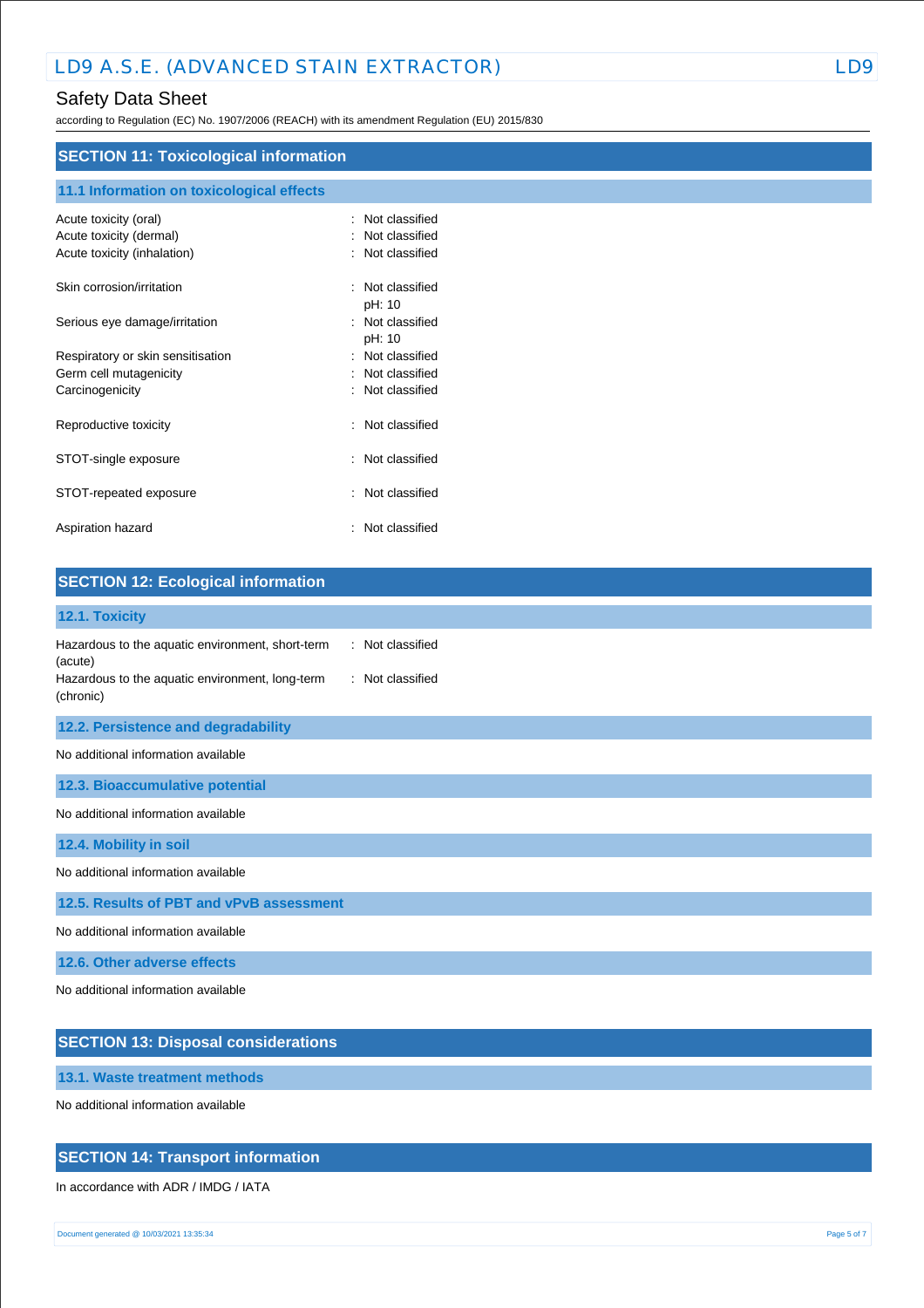## SECTION 11: Toxicological information

### 11.1 Information on toxicological effects

| | |
|---|---|
| Acute toxicity (oral) | : Not classified |
| Acute toxicity (dermal) | : Not classified |
| Acute toxicity (inhalation) | : Not classified |
| Skin corrosion/irritation | : Not classified<br>pH: 10 |
| Serious eye damage/irritation | : Not classified<br>pH: 10 |
| Respiratory or skin sensitisation | : Not classified |
| Germ cell mutagenicity | : Not classified |
| Carcinogenicity | : Not classified |
| Reproductive toxicity | : Not classified |
| STOT-single exposure | : Not classified |
| STOT-repeated exposure | : Not classified |
| Aspiration hazard | : Not classified |

## SECTION 12: Ecological information

### 12.1. Toxicity

| | |
|---|---|
| Hazardous to the aquatic environment, short-term (acute) | : Not classified |
| Hazardous to the aquatic environment, long-term (chronic) | : Not classified |

### 12.2. Persistence and degradability

No additional information available

### 12.3. Bioaccumulative potential

No additional information available

### 12.4. Mobility in soil

No additional information available

### 12.5. Results of PBT and vPvB assessment

No additional information available

### 12.6. Other adverse effects

No additional information available

## SECTION 13: Disposal considerations

### 13.1. Waste treatment methods

No additional information available

## SECTION 14: Transport information

In accordance with ADR / IMDG / IATA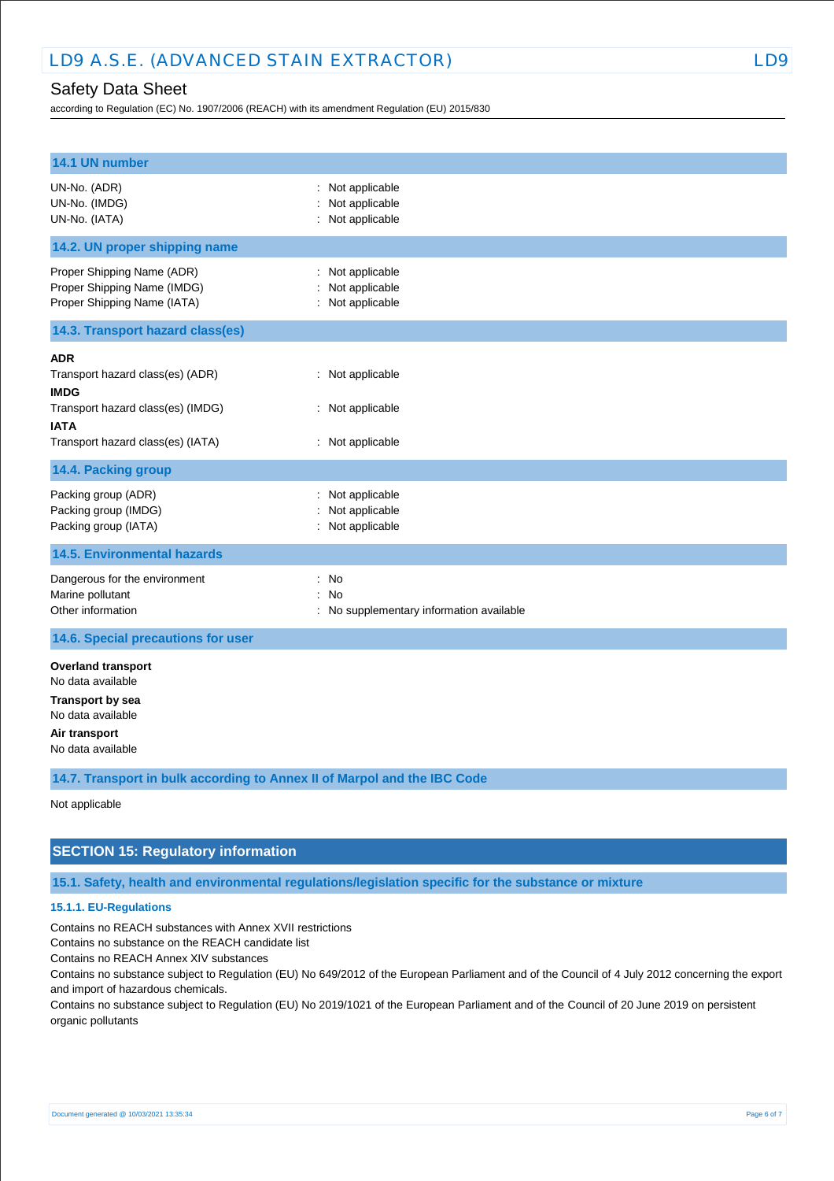### 14.1 UN number

UN-No. (ADR) : Not applicable
UN-No. (IMDG) : Not applicable
UN-No. (IATA) : Not applicable

### 14.2. UN proper shipping name

Proper Shipping Name (ADR) : Not applicable
Proper Shipping Name (IMDG) : Not applicable
Proper Shipping Name (IATA) : Not applicable

### 14.3. Transport hazard class(es)

**ADR**
Transport hazard class(es) (ADR) : Not applicable

**IMDG**
Transport hazard class(es) (IMDG) : Not applicable

**IATA**
Transport hazard class(es) (IATA) : Not applicable

### 14.4. Packing group

Packing group (ADR) : Not applicable
Packing group (IMDG) : Not applicable
Packing group (IATA) : Not applicable

### 14.5. Environmental hazards

Dangerous for the environment : No
Marine pollutant : No
Other information : No supplementary information available

### 14.6. Special precautions for user

**Overland transport**
No data available

**Transport by sea**
No data available

**Air transport**
No data available

### 14.7. Transport in bulk according to Annex II of Marpol and the IBC Code

Not applicable

## SECTION 15: Regulatory information

### 15.1. Safety, health and environmental regulations/legislation specific for the substance or mixture

#### 15.1.1. EU-Regulations

Contains no REACH substances with Annex XVII restrictions
Contains no substance on the REACH candidate list
Contains no REACH Annex XIV substances
Contains no substance subject to Regulation (EU) No 649/2012 of the European Parliament and of the Council of 4 July 2012 concerning the export and import of hazardous chemicals.
Contains no substance subject to Regulation (EU) No 2019/1021 of the European Parliament and of the Council of 20 June 2019 on persistent organic pollutants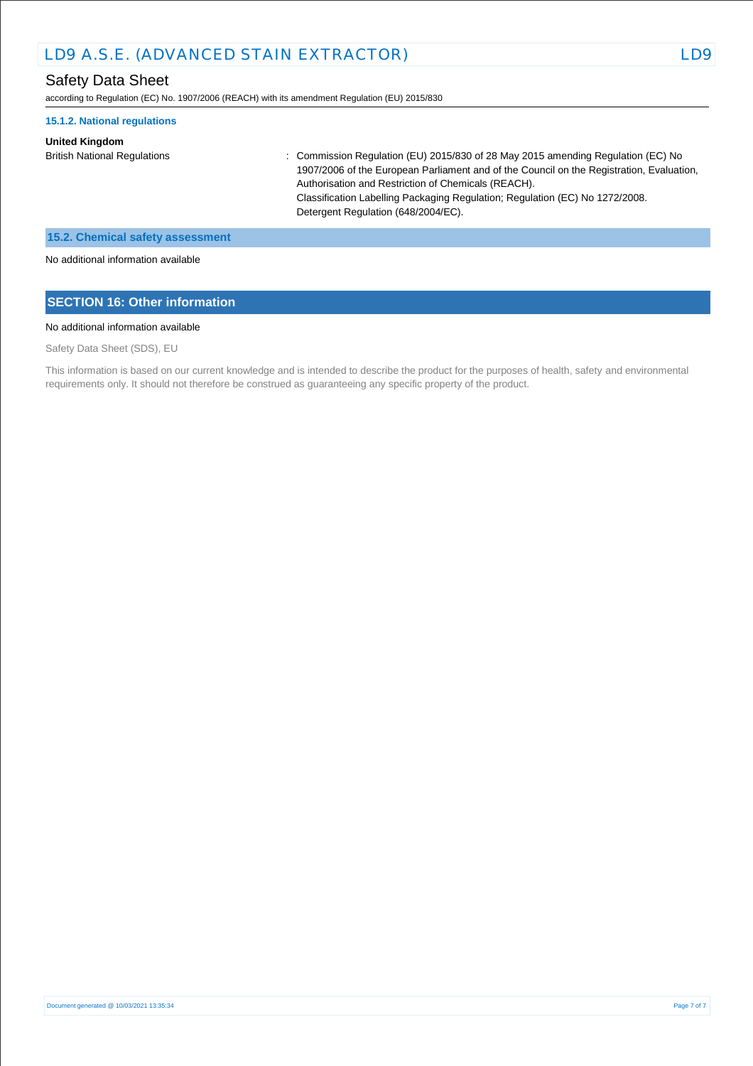#### 15.1.2. National regulations

**United Kingdom**

| | |
|---|---|
| British National Regulations | : Commission Regulation (EU) 2015/830 of 28 May 2015 amending Regulation (EC) No 1907/2006 of the European Parliament and of the Council on the Registration, Evaluation, Authorisation and Restriction of Chemicals (REACH).<br>Classification Labelling Packaging Regulation; Regulation (EC) No 1272/2008.<br>Detergent Regulation (648/2004/EC). |

### 15.2. Chemical safety assessment

No additional information available

## SECTION 16: Other information

No additional information available

Safety Data Sheet (SDS), EU

This information is based on our current knowledge and is intended to describe the product for the purposes of health, safety and environmental requirements only. It should not therefore be construed as guaranteeing any specific property of the product.